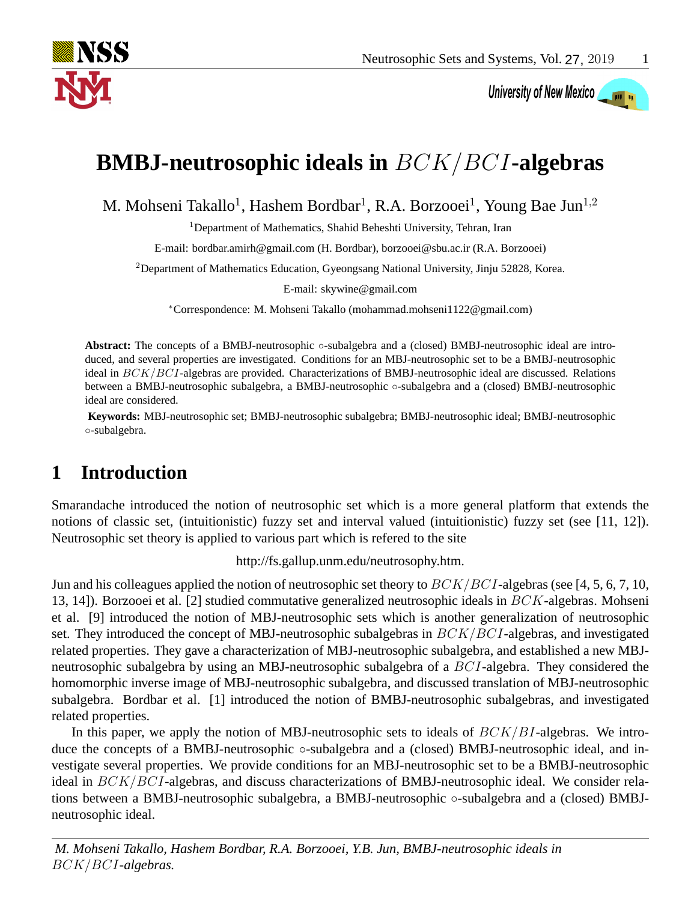# BMBJ-neutrosophic ideals in $BCK/BCI$-algebras

M. Mohseni Takallo[1], Hashem Bordbar[1], R.A. Borzooei[1], Young Bae Jun[1,2]

[1]Department of Mathematics, Shahid Beheshti University, Tehran, Iran

E-mail: bordbar.amirh@gmail.com (H. Bordbar), borzooei@sbu.ac.ir (R.A. Borzooei)

[2]Department of Mathematics Education, Gyeongsang National University, Jinju 52828, Korea.

E-mail: skywine@gmail.com

*Correspondence: M. Mohseni Takallo (mohammad.mohseni1122@gmail.com)

**Abstract:** The concepts of a BMBJ-neutrosophic ∘-subalgebra and a (closed) BMBJ-neutrosophic ideal are introduced, and several properties are investigated. Conditions for an MBJ-neutrosophic set to be a BMBJ-neutrosophic ideal in $BCK/BCI$-algebras are provided. Characterizations of BMBJ-neutrosophic ideal are discussed. Relations between a BMBJ-neutrosophic subalgebra, a BMBJ-neutrosophic ∘-subalgebra and a (closed) BMBJ-neutrosophic ideal are considered.

**Keywords:** MBJ-neutrosophic set; BMBJ-neutrosophic subalgebra; BMBJ-neutrosophic ideal; BMBJ-neutrosophic ∘-subalgebra.

## 1 Introduction

Smarandache introduced the notion of neutrosophic set which is a more general platform that extends the notions of classic set, (intuitionistic) fuzzy set and interval valued (intuitionistic) fuzzy set (see [11, 12]). Neutrosophic set theory is applied to various part which is refered to the site

http://fs.gallup.unm.edu/neutrosophy.htm.

Jun and his colleagues applied the notion of neutrosophic set theory to $BCK/BCI$-algebras (see [4, 5, 6, 7, 10, 13, 14]). Borzooei et al. [2] studied commutative generalized neutrosophic ideals in $BCK$-algebras. Mohseni et al. [9] introduced the notion of MBJ-neutrosophic sets which is another generalization of neutrosophic set. They introduced the concept of MBJ-neutrosophic subalgebras in $BCK/BCI$-algebras, and investigated related properties. They gave a characterization of MBJ-neutrosophic subalgebra, and established a new MBJ-neutrosophic subalgebra by using an MBJ-neutrosophic subalgebra of a $BCI$-algebra. They considered the homomorphic inverse image of MBJ-neutrosophic subalgebra, and discussed translation of MBJ-neutrosophic subalgebra. Bordbar et al. [1] introduced the notion of BMBJ-neutrosophic subalgebras, and investigated related properties.

In this paper, we apply the notion of MBJ-neutrosophic sets to ideals of $BCK/BI$-algebras. We introduce the concepts of a BMBJ-neutrosophic ∘-subalgebra and a (closed) BMBJ-neutrosophic ideal, and investigate several properties. We provide conditions for an MBJ-neutrosophic set to be a BMBJ-neutrosophic ideal in $BCK/BCI$-algebras, and discuss characterizations of BMBJ-neutrosophic ideal. We consider relations between a BMBJ-neutrosophic subalgebra, a BMBJ-neutrosophic ∘-subalgebra and a (closed) BMBJ-neutrosophic ideal.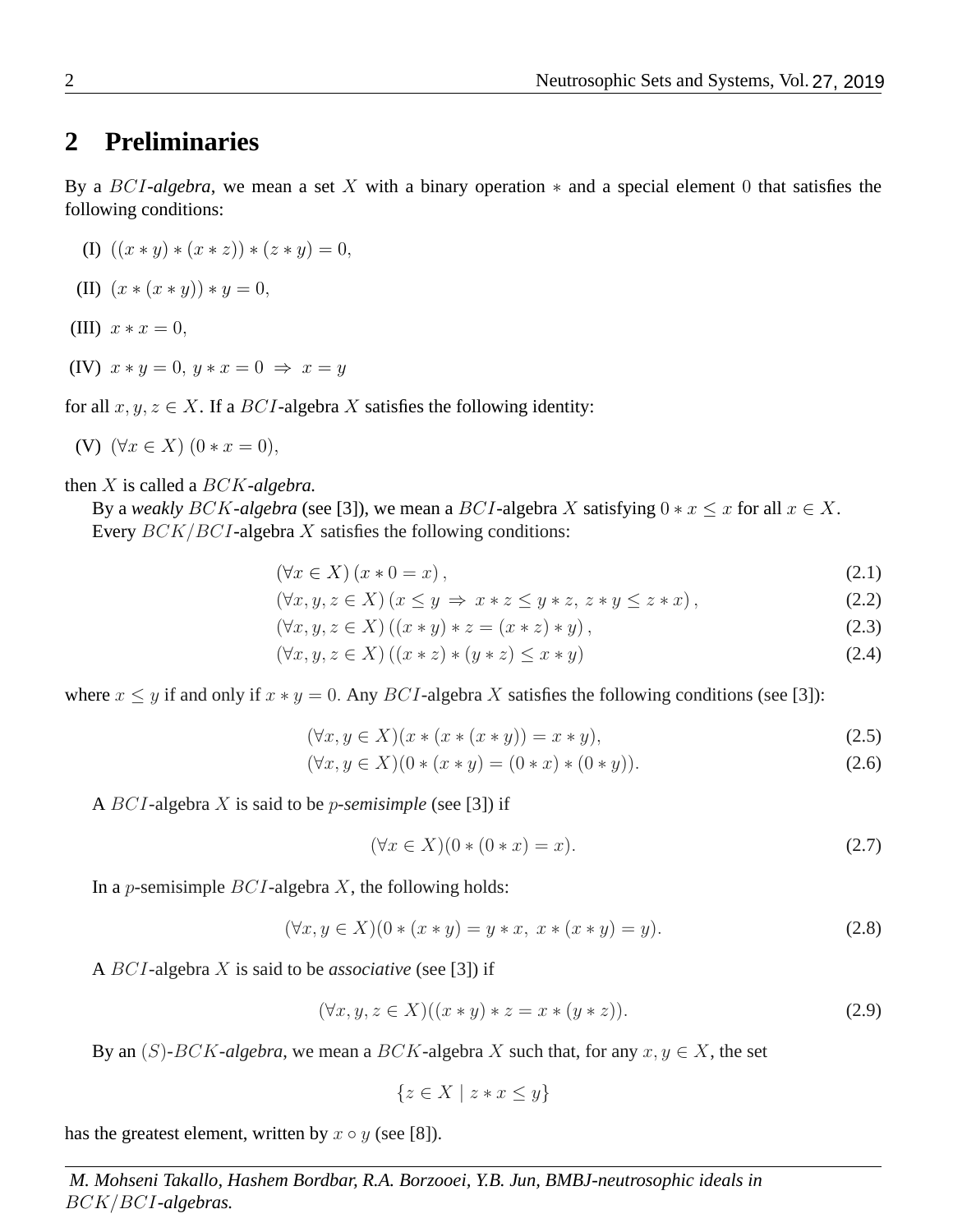## 2 Preliminaries

By a $BCI$*-algebra*, we mean a set $X$ with a binary operation $*$ and a special element $0$ that satisfies the following conditions:

(I) $((x * y) * (x * z)) * (z * y) = 0$,

(II) $(x * (x * y)) * y = 0$,

(III) $x * x = 0$,

(IV) $x * y = 0,\ y * x = 0 \ \Rightarrow\ x = y$

for all $x, y, z \in X$. If a $BCI$-algebra $X$ satisfies the following identity:

(V) $(\forall x \in X)\ (0 * x = 0)$,

then $X$ is called a $BCK$*-algebra.*

By a *weakly* $BCK$*-algebra* (see [3]), we mean a $BCI$-algebra $X$ satisfying $0 * x \leq x$ for all $x \in X$.

Every $BCK/BCI$-algebra $X$ satisfies the following conditions:

$$(\forall x \in X)\,(x * 0 = x)\,, \tag{2.1}$$

$$(\forall x, y, z \in X)\,(x \leq y \ \Rightarrow\ x * z \leq y * z,\ z * y \leq z * x)\,, \tag{2.2}$$

$$(\forall x, y, z \in X)\,((x * y) * z = (x * z) * y)\,, \tag{2.3}$$

$$(\forall x, y, z \in X)\,((x * z) * (y * z) \leq x * y) \tag{2.4}$$

where $x \leq y$ if and only if $x * y = 0$. Any $BCI$-algebra $X$ satisfies the following conditions (see [3]):

$$(\forall x, y \in X)(x * (x * (x * y)) = x * y), \tag{2.5}$$

$$(\forall x, y \in X)(0 * (x * y) = (0 * x) * (0 * y)). \tag{2.6}$$

A $BCI$-algebra $X$ is said to be $p$*-semisimple* (see [3]) if

$$(\forall x \in X)(0 * (0 * x) = x). \tag{2.7}$$

In a $p$-semisimple $BCI$-algebra $X$, the following holds:

$$(\forall x, y \in X)(0 * (x * y) = y * x,\ x * (x * y) = y). \tag{2.8}$$

A $BCI$-algebra $X$ is said to be *associative* (see [3]) if

$$(\forall x, y, z \in X)((x * y) * z = x * (y * z)). \tag{2.9}$$

By an $(S)$-$BCK$*-algebra*, we mean a $BCK$-algebra $X$ such that, for any $x, y \in X$, the set

$$\{z \in X \mid z * x \leq y\}$$

has the greatest element, written by $x \circ y$ (see [8]).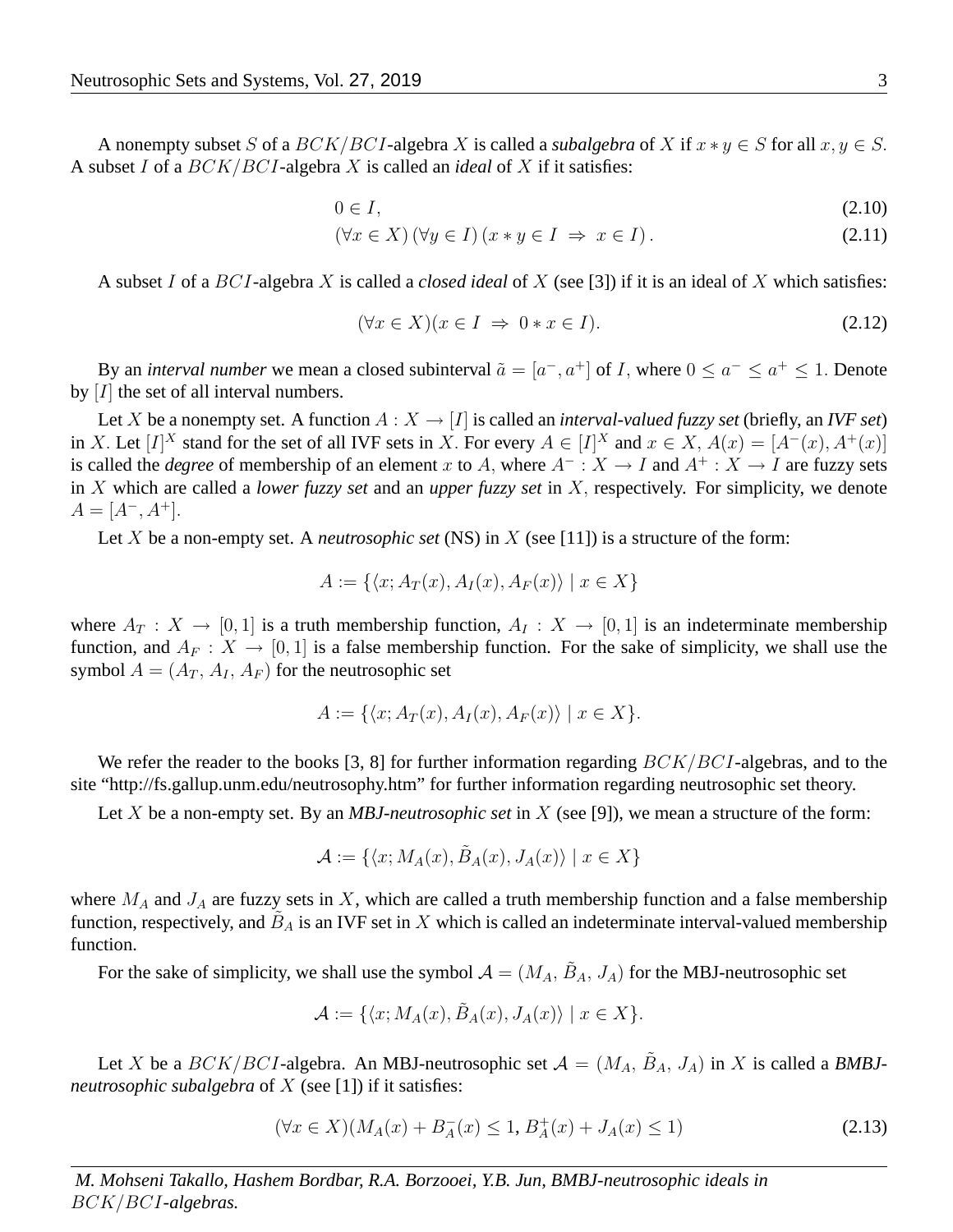A nonempty subset $S$ of a $BCK/BCI$-algebra $X$ is called a *subalgebra* of $X$ if $x * y \in S$ for all $x, y \in S$. A subset $I$ of a $BCK/BCI$-algebra $X$ is called an *ideal* of $X$ if it satisfies:

$$0 \in I, \tag{2.10}$$

$$(\forall x \in X)\,(\forall y \in I)\,(x * y \in I \;\Rightarrow\; x \in I)\,. \tag{2.11}$$

A subset $I$ of a $BCI$-algebra $X$ is called a *closed ideal* of $X$ (see [3]) if it is an ideal of $X$ which satisfies:

$$(\forall x \in X)(x \in I \;\Rightarrow\; 0 * x \in I). \tag{2.12}$$

By an *interval number* we mean a closed subinterval $\tilde{a} = [a^-, a^+]$ of $I$, where $0 \leq a^- \leq a^+ \leq 1$. Denote by $[I]$ the set of all interval numbers.

Let $X$ be a nonempty set. A function $A : X \to [I]$ is called an *interval-valued fuzzy set* (briefly, an *IVF set*) in $X$. Let $[I]^X$ stand for the set of all IVF sets in $X$. For every $A \in [I]^X$ and $x \in X$, $A(x) = [A^-(x), A^+(x)]$ is called the *degree* of membership of an element $x$ to $A$, where $A^- : X \to I$ and $A^+ : X \to I$ are fuzzy sets in $X$ which are called a *lower fuzzy set* and an *upper fuzzy set* in $X$, respectively. For simplicity, we denote $A = [A^-, A^+]$.

Let $X$ be a non-empty set. A *neutrosophic set* (NS) in $X$ (see [11]) is a structure of the form:

$$A := \{\langle x; A_T(x), A_I(x), A_F(x)\rangle \mid x \in X\}$$

where $A_T : X \to [0, 1]$ is a truth membership function, $A_I : X \to [0, 1]$ is an indeterminate membership function, and $A_F : X \to [0, 1]$ is a false membership function. For the sake of simplicity, we shall use the symbol $A = (A_T, A_I, A_F)$ for the neutrosophic set

$$A := \{\langle x; A_T(x), A_I(x), A_F(x)\rangle \mid x \in X\}.$$

We refer the reader to the books [3, 8] for further information regarding $BCK/BCI$-algebras, and to the site "http://fs.gallup.unm.edu/neutrosophy.htm" for further information regarding neutrosophic set theory.

Let $X$ be a non-empty set. By an *MBJ-neutrosophic set* in $X$ (see [9]), we mean a structure of the form:

$$\mathcal{A} := \{\langle x; M_A(x), \tilde{B}_A(x), J_A(x)\rangle \mid x \in X\}$$

where $M_A$ and $J_A$ are fuzzy sets in $X$, which are called a truth membership function and a false membership function, respectively, and $\tilde{B}_A$ is an IVF set in $X$ which is called an indeterminate interval-valued membership function.

For the sake of simplicity, we shall use the symbol $\mathcal{A} = (M_A, \tilde{B}_A, J_A)$ for the MBJ-neutrosophic set

$$\mathcal{A} := \{\langle x; M_A(x), \tilde{B}_A(x), J_A(x)\rangle \mid x \in X\}.$$

Let $X$ be a $BCK/BCI$-algebra. An MBJ-neutrosophic set $\mathcal{A} = (M_A, \tilde{B}_A, J_A)$ in $X$ is called a ***BMBJ-neutrosophic subalgebra*** of $X$ (see [1]) if it satisfies:

$$(\forall x \in X)(M_A(x) + B_A^-(x) \leq 1, \, B_A^+(x) + J_A(x) \leq 1) \tag{2.13}$$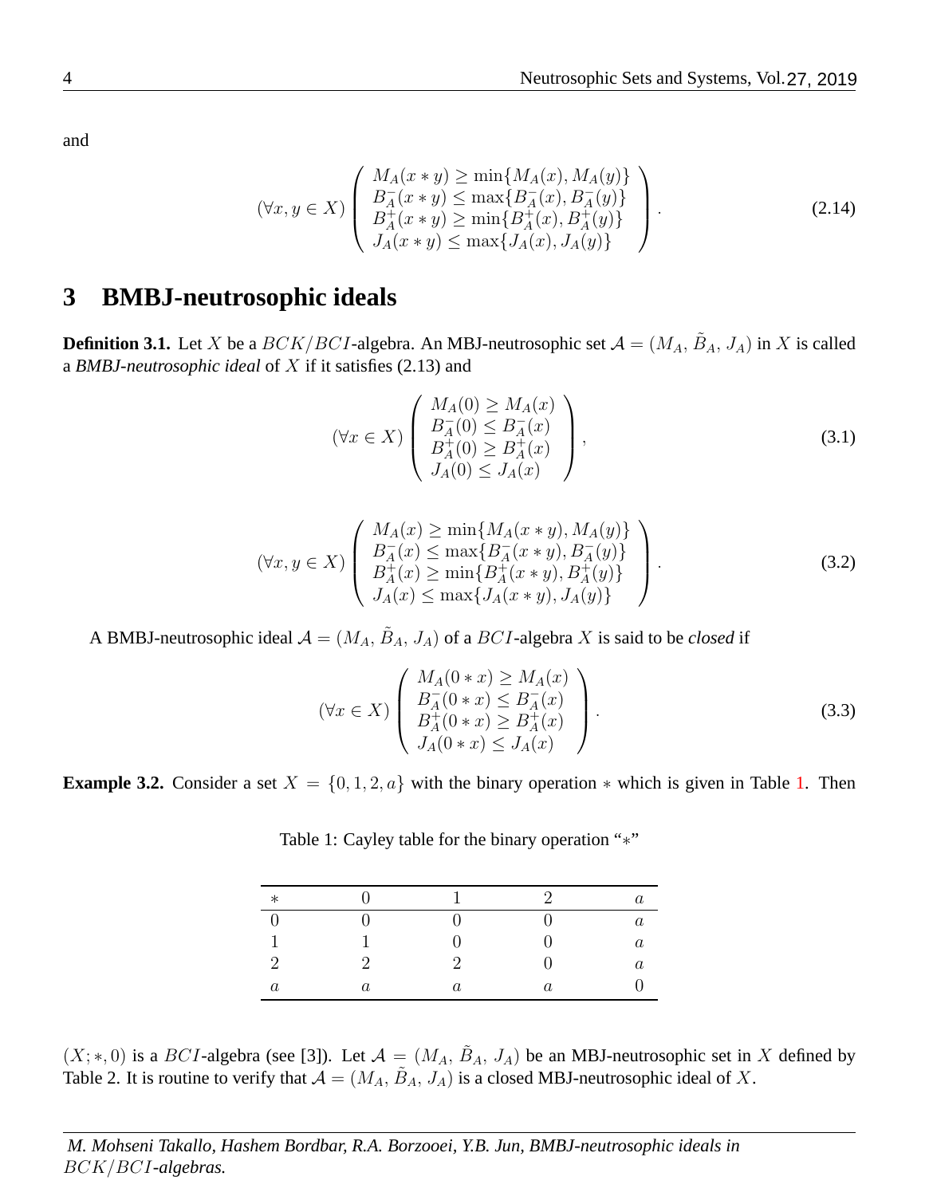and

$$(\forall x, y \in X)\left(\begin{array}{l} M_A(x * y) \geq \min\{M_A(x), M_A(y)\} \\ B_A^-(x * y) \leq \max\{B_A^-(x), B_A^-(y)\} \\ B_A^+(x * y) \geq \min\{B_A^+(x), B_A^+(y)\} \\ J_A(x * y) \leq \max\{J_A(x), J_A(y)\} \end{array}\right). \tag{2.14}$$

## 3 BMBJ-neutrosophic ideals

**Definition 3.1.** Let $X$ be a $BCK/BCI$-algebra. An MBJ-neutrosophic set $\mathcal{A} = (M_A, \tilde{B}_A, J_A)$ in $X$ is called a *BMBJ-neutrosophic ideal* of $X$ if it satisfies (2.13) and

$$(\forall x \in X)\left(\begin{array}{l} M_A(0) \geq M_A(x) \\ B_A^-(0) \leq B_A^-(x) \\ B_A^+(0) \geq B_A^+(x) \\ J_A(0) \leq J_A(x) \end{array}\right), \tag{3.1}$$

$$(\forall x, y \in X)\left(\begin{array}{l} M_A(x) \geq \min\{M_A(x * y), M_A(y)\} \\ B_A^-(x) \leq \max\{B_A^-(x * y), B_A^-(y)\} \\ B_A^+(x) \geq \min\{B_A^+(x * y), B_A^+(y)\} \\ J_A(x) \leq \max\{J_A(x * y), J_A(y)\} \end{array}\right). \tag{3.2}$$

A BMBJ-neutrosophic ideal $\mathcal{A} = (M_A, \tilde{B}_A, J_A)$ of a $BCI$-algebra $X$ is said to be *closed* if

$$(\forall x \in X)\left(\begin{array}{l} M_A(0 * x) \geq M_A(x) \\ B_A^-(0 * x) \leq B_A^-(x) \\ B_A^+(0 * x) \geq B_A^+(x) \\ J_A(0 * x) \leq J_A(x) \end{array}\right). \tag{3.3}$$

**Example 3.2.** Consider a set $X = \{0, 1, 2, a\}$ with the binary operation $*$ which is given in Table 1. Then

Table 1: Cayley table for the binary operation "$*$"

| $*$ | $0$ | $1$ | $2$ | $a$ |
|---|---|---|---|---|
| $0$ | $0$ | $0$ | $0$ | $a$ |
| $1$ | $1$ | $0$ | $0$ | $a$ |
| $2$ | $2$ | $2$ | $0$ | $a$ |
| $a$ | $a$ | $a$ | $a$ | $0$ |

$(X; *, 0)$ is a $BCI$-algebra (see [3]). Let $\mathcal{A} = (M_A, \tilde{B}_A, J_A)$ be an MBJ-neutrosophic set in $X$ defined by Table 2. It is routine to verify that $\mathcal{A} = (M_A, \tilde{B}_A, J_A)$ is a closed MBJ-neutrosophic ideal of $X$.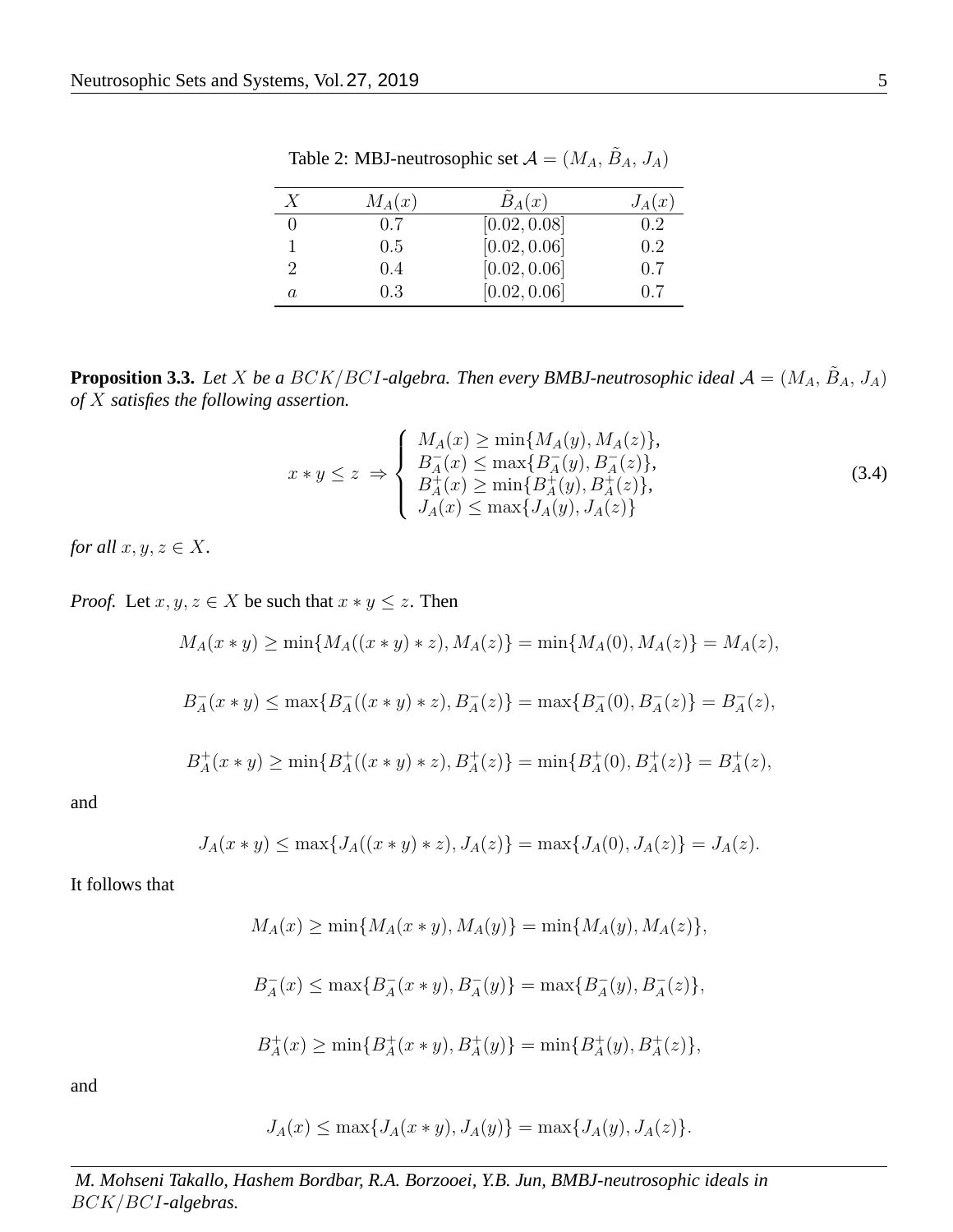Table 2: MBJ-neutrosophic set $\mathcal{A} = (M_A, \tilde{B}_A, J_A)$

| $X$ | $M_A(x)$ | $\tilde{B}_A(x)$ | $J_A(x)$ |
|---|---|---|---|
| 0 | 0.7 | $[0.02, 0.08]$ | 0.2 |
| 1 | 0.5 | $[0.02, 0.06]$ | 0.2 |
| 2 | 0.4 | $[0.02, 0.06]$ | 0.7 |
| $a$ | 0.3 | $[0.02, 0.06]$ | 0.7 |

**Proposition 3.3.** *Let $X$ be a $BCK/BCI$-algebra. Then every BMBJ-neutrosophic ideal $\mathcal{A} = (M_A, \tilde{B}_A, J_A)$ of $X$ satisfies the following assertion.*

$$x * y \leq z \Rightarrow \begin{cases} M_A(x) \geq \min\{M_A(y), M_A(z)\}, \\ B_A^-(x) \leq \max\{B_A^-(y), B_A^-(z)\}, \\ B_A^+(x) \geq \min\{B_A^+(y), B_A^+(z)\}, \\ J_A(x) \leq \max\{J_A(y), J_A(z)\} \end{cases} \tag{3.4}$$

*for all $x, y, z \in X$.*

*Proof.* Let $x, y, z \in X$ be such that $x * y \leq z$. Then

$$M_A(x * y) \geq \min\{M_A((x * y) * z), M_A(z)\} = \min\{M_A(0), M_A(z)\} = M_A(z),$$

$$B_A^-(x * y) \leq \max\{B_A^-((x * y) * z), B_A^-(z)\} = \max\{B_A^-(0), B_A^-(z)\} = B_A^-(z),$$

$$B_A^+(x * y) \geq \min\{B_A^+((x * y) * z), B_A^+(z)\} = \min\{B_A^+(0), B_A^+(z)\} = B_A^+(z),$$

and

$$J_A(x * y) \leq \max\{J_A((x * y) * z), J_A(z)\} = \max\{J_A(0), J_A(z)\} = J_A(z).$$

It follows that

$$M_A(x) \geq \min\{M_A(x * y), M_A(y)\} = \min\{M_A(y), M_A(z)\},$$

$$B_A^-(x) \leq \max\{B_A^-(x * y), B_A^-(y)\} = \max\{B_A^-(y), B_A^-(z)\},$$

$$B_A^+(x) \geq \min\{B_A^+(x * y), B_A^+(y)\} = \min\{B_A^+(y), B_A^+(z)\},$$

and

$$J_A(x) \leq \max\{J_A(x * y), J_A(y)\} = \max\{J_A(y), J_A(z)\}.$$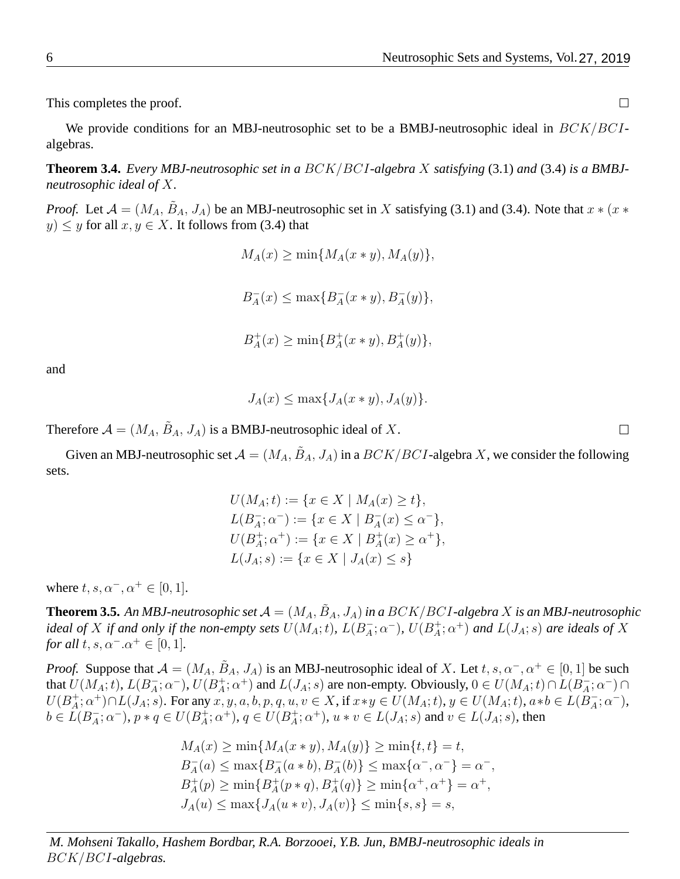This completes the proof. ☐

We provide conditions for an MBJ-neutrosophic set to be a BMBJ-neutrosophic ideal in $BCK/BCI$-algebras.

**Theorem 3.4.** *Every MBJ-neutrosophic set in a $BCK/BCI$-algebra $X$ satisfying* (3.1) *and* (3.4) *is a BMBJ-neutrosophic ideal of $X$.*

*Proof.* Let $\mathcal{A} = (M_A, \tilde{B}_A, J_A)$ be an MBJ-neutrosophic set in $X$ satisfying (3.1) and (3.4). Note that $x * (x * y) \leq y$ for all $x, y \in X$. It follows from (3.4) that

$$M_A(x) \geq \min\{M_A(x * y), M_A(y)\},$$

$$B_A^-(x) \leq \max\{B_A^-(x * y), B_A^-(y)\},$$

$$B_A^+(x) \geq \min\{B_A^+(x * y), B_A^+(y)\},$$

and

$$J_A(x) \leq \max\{J_A(x * y), J_A(y)\}.$$

Therefore $\mathcal{A} = (M_A, \tilde{B}_A, J_A)$ is a BMBJ-neutrosophic ideal of $X$. ☐

Given an MBJ-neutrosophic set $\mathcal{A} = (M_A, \tilde{B}_A, J_A)$ in a $BCK/BCI$-algebra $X$, we consider the following sets.

$$\begin{aligned}
U(M_A; t) &:= \{x \in X \mid M_A(x) \geq t\}, \\
L(B_A^-; \alpha^-) &:= \{x \in X \mid B_A^-(x) \leq \alpha^-\}, \\
U(B_A^+; \alpha^+) &:= \{x \in X \mid B_A^+(x) \geq \alpha^+\}, \\
L(J_A; s) &:= \{x \in X \mid J_A(x) \leq s\}
\end{aligned}$$

where $t, s, \alpha^-, \alpha^+ \in [0, 1]$.

**Theorem 3.5.** *An MBJ-neutrosophic set $\mathcal{A} = (M_A, \tilde{B}_A, J_A)$ in a $BCK/BCI$-algebra $X$ is an MBJ-neutrosophic ideal of $X$ if and only if the non-empty sets $U(M_A; t)$, $L(B_A^-; \alpha^-)$, $U(B_A^+; \alpha^+)$ and $L(J_A; s)$ are ideals of $X$ for all $t, s, \alpha^-.\alpha^+ \in [0, 1]$.*

*Proof.* Suppose that $\mathcal{A} = (M_A, \tilde{B}_A, J_A)$ is an MBJ-neutrosophic ideal of $X$. Let $t, s, \alpha^-, \alpha^+ \in [0, 1]$ be such that $U(M_A; t)$, $L(B_A^-; \alpha^-)$, $U(B_A^+; \alpha^+)$ and $L(J_A; s)$ are non-empty. Obviously, $0 \in U(M_A; t) \cap L(B_A^-; \alpha^-) \cap U(B_A^+; \alpha^+) \cap L(J_A; s)$. For any $x, y, a, b, p, q, u, v \in X$, if $x * y \in U(M_A; t)$, $y \in U(M_A; t)$, $a * b \in L(B_A^-; \alpha^-)$, $b \in L(B_A^-; \alpha^-)$, $p * q \in U(B_A^+; \alpha^+)$, $q \in U(B_A^+; \alpha^+)$, $u * v \in L(J_A; s)$ and $v \in L(J_A; s)$, then

$$\begin{aligned}
M_A(x) &\geq \min\{M_A(x * y), M_A(y)\} \geq \min\{t, t\} = t, \\
B_A^-(a) &\leq \max\{B_A^-(a * b), B_A^-(b)\} \leq \max\{\alpha^-, \alpha^-\} = \alpha^-, \\
B_A^+(p) &\geq \min\{B_A^+(p * q), B_A^+(q)\} \geq \min\{\alpha^+, \alpha^+\} = \alpha^+, \\
J_A(u) &\leq \max\{J_A(u * v), J_A(v)\} \leq \min\{s, s\} = s,
\end{aligned}$$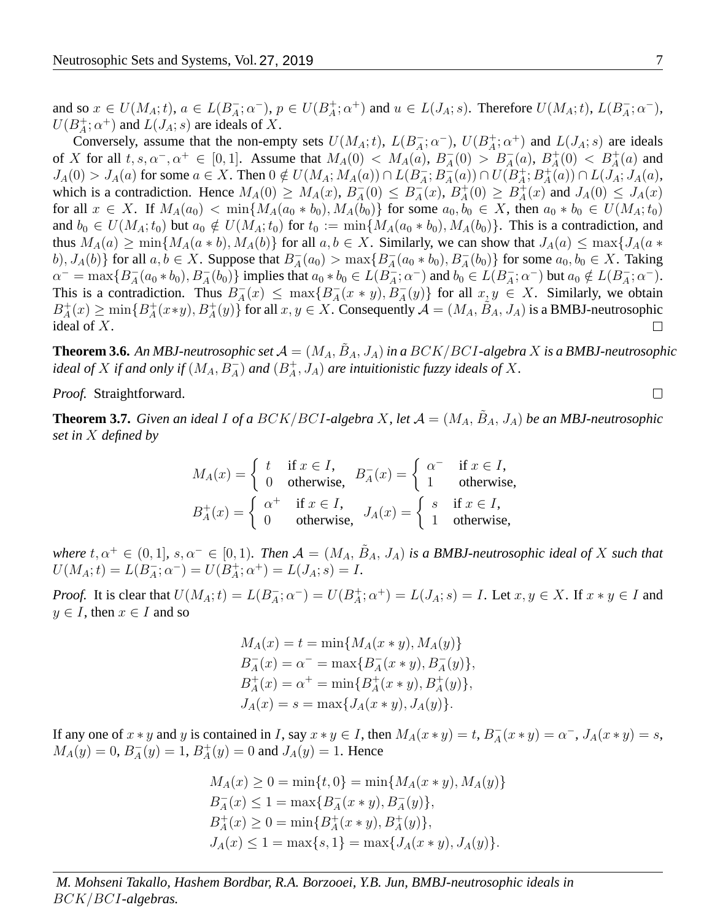and so $x \in U(M_A;t)$, $a \in L(B_A^-;\alpha^-)$, $p \in U(B_A^+;\alpha^+)$ and $u \in L(J_A;s)$. Therefore $U(M_A;t)$, $L(B_A^-;\alpha^-)$, $U(B_A^+;\alpha^+)$ and $L(J_A;s)$ are ideals of $X$.

Conversely, assume that the non-empty sets $U(M_A;t)$, $L(B_A^-;\alpha^-)$, $U(B_A^+;\alpha^+)$ and $L(J_A;s)$ are ideals of $X$ for all $t, s, \alpha^-, \alpha^+ \in [0,1]$. Assume that $M_A(0) < M_A(a)$, $B_A^-(0) > B_A^-(a)$, $B_A^+(0) < B_A^+(a)$ and $J_A(0) > J_A(a)$ for some $a \in X$. Then $0 \notin U(M_A;M_A(a)) \cap L(B_A^-;B_A^-(a)) \cap U(B_A^+;B_A^+(a)) \cap L(J_A;J_A(a)$, which is a contradiction. Hence $M_A(0) \geq M_A(x)$, $B_A^-(0) \leq B_A^-(x)$, $B_A^+(0) \geq B_A^+(x)$ and $J_A(0) \leq J_A(x)$ for all $x \in X$. If $M_A(a_0) < \min\{M_A(a_0 * b_0), M_A(b_0)\}$ for some $a_0, b_0 \in X$, then $a_0 * b_0 \in U(M_A;t_0)$ and $b_0 \in U(M_A;t_0)$ but $a_0 \notin U(M_A;t_0)$ for $t_0 := \min\{M_A(a_0 * b_0), M_A(b_0)\}$. This is a contradiction, and thus $M_A(a) \geq \min\{M_A(a * b), M_A(b)\}$ for all $a, b \in X$. Similarly, we can show that $J_A(a) \leq \max\{J_A(a * b), J_A(b)\}$ for all $a, b \in X$. Suppose that $B_A^-(a_0) > \max\{B_A^-(a_0 * b_0), B_A^-(b_0)\}$ for some $a_0, b_0 \in X$. Taking $\alpha^- = \max\{B_A^-(a_0 * b_0), B_A^-(b_0)\}$ implies that $a_0 * b_0 \in L(B_A^-;\alpha^-)$ and $b_0 \in L(B_A^-;\alpha^-)$ but $a_0 \notin L(B_A^-;\alpha^-)$. This is a contradiction. Thus $B_A^-(x) \leq \max\{B_A^-(x * y), B_A^-(y)\}$ for all $x, y \in X$. Similarly, we obtain $B_A^+(x) \geq \min\{B_A^+(x*y), B_A^+(y)\}$ for all $x, y \in X$. Consequently $\mathcal{A} = (M_A, \tilde{B}_A, J_A)$ is a BMBJ-neutrosophic ideal of $X$. □

**Theorem 3.6.** *An MBJ-neutrosophic set $\mathcal{A} = (M_A, \tilde{B}_A, J_A)$ in a $BCK/BCI$-algebra $X$ is a BMBJ-neutrosophic ideal of $X$ if and only if $(M_A, B_A^-)$ and $(B_A^+, J_A)$ are intuitionistic fuzzy ideals of $X$.*

*Proof.* Straightforward. □

**Theorem 3.7.** *Given an ideal $I$ of a $BCK/BCI$-algebra $X$, let $\mathcal{A} = (M_A, \tilde{B}_A, J_A)$ be an MBJ-neutrosophic set in $X$ defined by*

$$M_A(x) = \begin{cases} t & \text{if } x \in I, \\ 0 & \text{otherwise,} \end{cases} \quad B_A^-(x) = \begin{cases} \alpha^- & \text{if } x \in I, \\ 1 & \text{otherwise,} \end{cases}$$
$$B_A^+(x) = \begin{cases} \alpha^+ & \text{if } x \in I, \\ 0 & \text{otherwise,} \end{cases} \quad J_A(x) = \begin{cases} s & \text{if } x \in I, \\ 1 & \text{otherwise,} \end{cases}$$

*where $t, \alpha^+ \in (0,1]$, $s, \alpha^- \in [0,1)$. Then $\mathcal{A} = (M_A, \tilde{B}_A, J_A)$ is a BMBJ-neutrosophic ideal of $X$ such that $U(M_A;t) = L(B_A^-;\alpha^-) = U(B_A^+;\alpha^+) = L(J_A;s) = I$.*

*Proof.* It is clear that $U(M_A;t) = L(B_A^-;\alpha^-) = U(B_A^+;\alpha^+) = L(J_A;s) = I$. Let $x, y \in X$. If $x * y \in I$ and $y \in I$, then $x \in I$ and so

$$\begin{aligned} M_A(x) &= t = \min\{M_A(x * y), M_A(y)\} \\ B_A^-(x) &= \alpha^- = \max\{B_A^-(x * y), B_A^-(y)\}, \\ B_A^+(x) &= \alpha^+ = \min\{B_A^+(x * y), B_A^+(y)\}, \\ J_A(x) &= s = \max\{J_A(x * y), J_A(y)\}. \end{aligned}$$

If any one of $x * y$ and $y$ is contained in $I$, say $x * y \in I$, then $M_A(x * y) = t$, $B_A^-(x * y) = \alpha^-$, $J_A(x * y) = s$, $M_A(y) = 0$, $B_A^-(y) = 1$, $B_A^+(y) = 0$ and $J_A(y) = 1$. Hence

$$\begin{aligned} M_A(x) &\geq 0 = \min\{t, 0\} = \min\{M_A(x * y), M_A(y)\} \\ B_A^-(x) &\leq 1 = \max\{B_A^-(x * y), B_A^-(y)\}, \\ B_A^+(x) &\geq 0 = \min\{B_A^+(x * y), B_A^+(y)\}, \\ J_A(x) &\leq 1 = \max\{s, 1\} = \max\{J_A(x * y), J_A(y)\}. \end{aligned}$$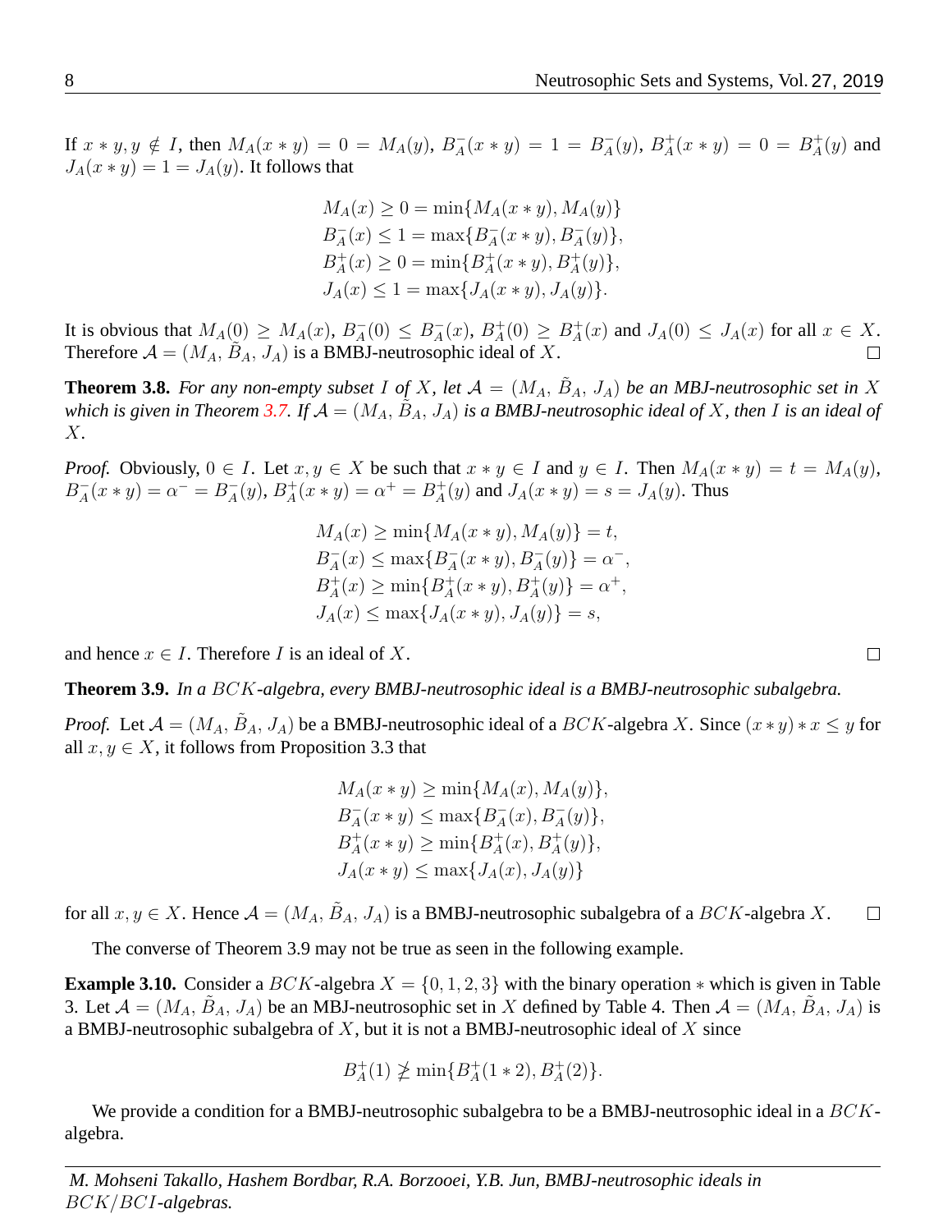If $x * y, y \notin I$, then $M_A(x * y) = 0 = M_A(y)$, $B_A^-(x * y) = 1 = B_A^-(y)$, $B_A^+(x * y) = 0 = B_A^+(y)$ and $J_A(x * y) = 1 = J_A(y)$. It follows that

$$
\begin{aligned}
&M_A(x) \geq 0 = \min\{M_A(x * y), M_A(y)\} \\
&B_A^-(x) \leq 1 = \max\{B_A^-(x * y), B_A^-(y)\}, \\
&B_A^+(x) \geq 0 = \min\{B_A^+(x * y), B_A^+(y)\}, \\
&J_A(x) \leq 1 = \max\{J_A(x * y), J_A(y)\}.
\end{aligned}
$$

It is obvious that $M_A(0) \geq M_A(x)$, $B_A^-(0) \leq B_A^-(x)$, $B_A^+(0) \geq B_A^+(x)$ and $J_A(0) \leq J_A(x)$ for all $x \in X$. Therefore $\mathcal{A} = (M_A, \tilde{B}_A, J_A)$ is a BMBJ-neutrosophic ideal of $X$. □

**Theorem 3.8.** *For any non-empty subset $I$ of $X$, let $\mathcal{A} = (M_A, \tilde{B}_A, J_A)$ be an MBJ-neutrosophic set in $X$ which is given in Theorem 3.7. If $\mathcal{A} = (M_A, \tilde{B}_A, J_A)$ is a BMBJ-neutrosophic ideal of $X$, then $I$ is an ideal of $X$.*

*Proof.* Obviously, $0 \in I$. Let $x, y \in X$ be such that $x * y \in I$ and $y \in I$. Then $M_A(x * y) = t = M_A(y)$, $B_A^-(x * y) = \alpha^- = B_A^-(y)$, $B_A^+(x * y) = \alpha^+ = B_A^+(y)$ and $J_A(x * y) = s = J_A(y)$. Thus

$$
\begin{aligned}
&M_A(x) \geq \min\{M_A(x * y), M_A(y)\} = t, \\
&B_A^-(x) \leq \max\{B_A^-(x * y), B_A^-(y)\} = \alpha^-, \\
&B_A^+(x) \geq \min\{B_A^+(x * y), B_A^+(y)\} = \alpha^+, \\
&J_A(x) \leq \max\{J_A(x * y), J_A(y)\} = s,
\end{aligned}
$$

and hence $x \in I$. Therefore $I$ is an ideal of $X$. □

**Theorem 3.9.** *In a $BCK$-algebra, every BMBJ-neutrosophic ideal is a BMBJ-neutrosophic subalgebra.*

*Proof.* Let $\mathcal{A} = (M_A, \tilde{B}_A, J_A)$ be a BMBJ-neutrosophic ideal of a $BCK$-algebra $X$. Since $(x * y) * x \leq y$ for all $x, y \in X$, it follows from Proposition 3.3 that

$$
\begin{aligned}
&M_A(x * y) \geq \min\{M_A(x), M_A(y)\}, \\
&B_A^-(x * y) \leq \max\{B_A^-(x), B_A^-(y)\}, \\
&B_A^+(x * y) \geq \min\{B_A^+(x), B_A^+(y)\}, \\
&J_A(x * y) \leq \max\{J_A(x), J_A(y)\}
\end{aligned}
$$

for all $x, y \in X$. Hence $\mathcal{A} = (M_A, \tilde{B}_A, J_A)$ is a BMBJ-neutrosophic subalgebra of a $BCK$-algebra $X$. □

The converse of Theorem 3.9 may not be true as seen in the following example.

**Example 3.10.** Consider a $BCK$-algebra $X = \{0, 1, 2, 3\}$ with the binary operation $*$ which is given in Table 3. Let $\mathcal{A} = (M_A, \tilde{B}_A, J_A)$ be an MBJ-neutrosophic set in $X$ defined by Table 4. Then $\mathcal{A} = (M_A, \tilde{B}_A, J_A)$ is a BMBJ-neutrosophic subalgebra of $X$, but it is not a BMBJ-neutrosophic ideal of $X$ since

$$B_A^+(1) \ngeq \min\{B_A^+(1 * 2), B_A^+(2)\}.$$

We provide a condition for a BMBJ-neutrosophic subalgebra to be a BMBJ-neutrosophic ideal in a $BCK$-algebra.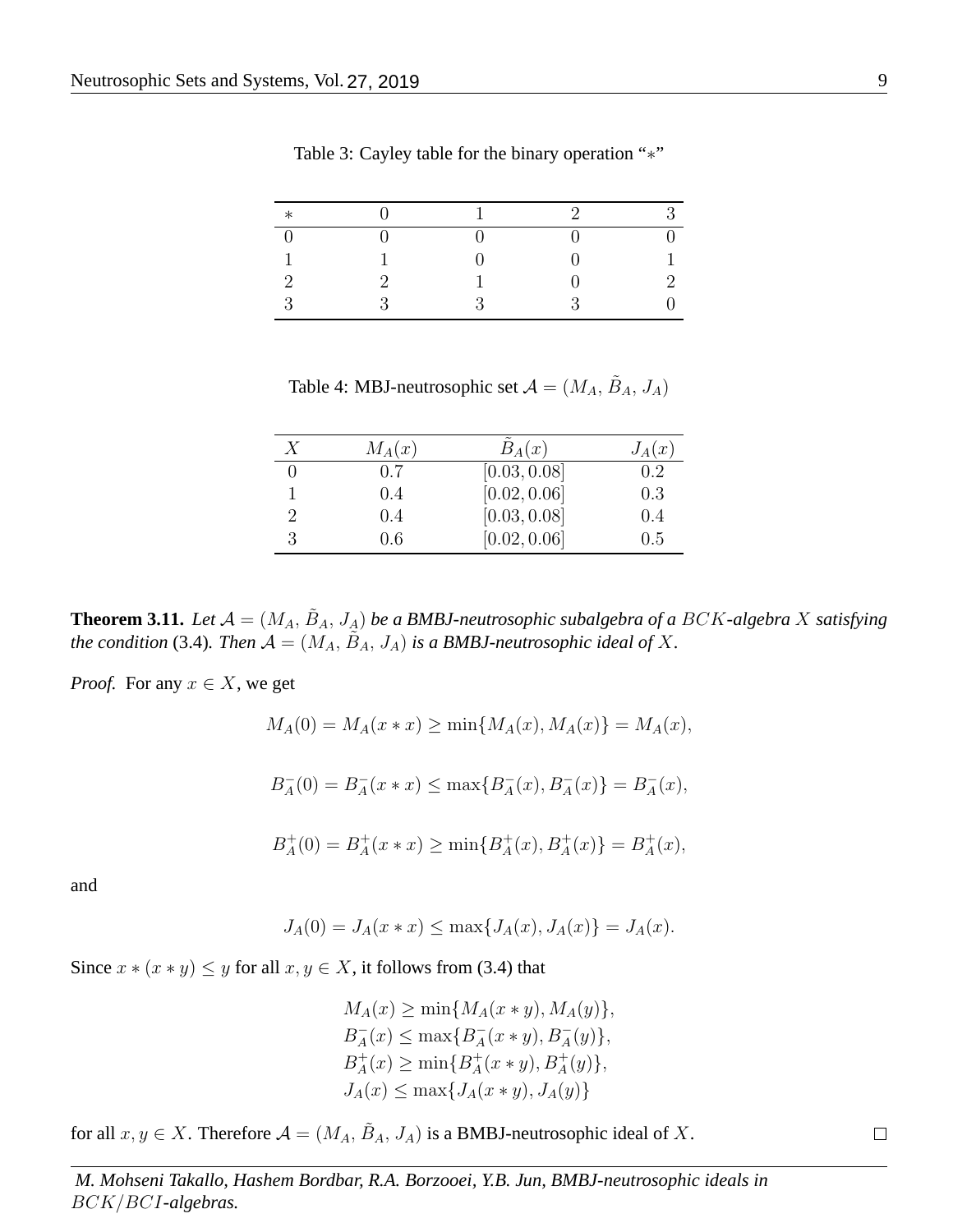Table 3: Cayley table for the binary operation “$*$”

| $*$ | $0$ | $1$ | $2$ | $3$ |
|---|---|---|---|---|
| $0$ | $0$ | $0$ | $0$ | $0$ |
| $1$ | $1$ | $0$ | $0$ | $1$ |
| $2$ | $2$ | $1$ | $0$ | $2$ |
| $3$ | $3$ | $3$ | $3$ | $0$ |

Table 4: MBJ-neutrosophic set $\mathcal{A} = (M_A, \tilde{B}_A, J_A)$

| $X$ | $M_A(x)$ | $\tilde{B}_A(x)$ | $J_A(x)$ |
|---|---|---|---|
| $0$ | $0.7$ | $[0.03, 0.08]$ | $0.2$ |
| $1$ | $0.4$ | $[0.02, 0.06]$ | $0.3$ |
| $2$ | $0.4$ | $[0.03, 0.08]$ | $0.4$ |
| $3$ | $0.6$ | $[0.02, 0.06]$ | $0.5$ |

**Theorem 3.11.** *Let $\mathcal{A} = (M_A, \tilde{B}_A, J_A)$ be a BMBJ-neutrosophic subalgebra of a $BCK$-algebra $X$ satisfying the condition* (3.4)*. Then $\mathcal{A} = (M_A, \tilde{B}_A, J_A)$ is a BMBJ-neutrosophic ideal of $X$.*

*Proof.* For any $x \in X$, we get

$$M_A(0) = M_A(x * x) \geq \min\{M_A(x), M_A(x)\} = M_A(x),$$

$$B_A^-(0) = B_A^-(x * x) \leq \max\{B_A^-(x), B_A^-(x)\} = B_A^-(x),$$

$$B_A^+(0) = B_A^+(x * x) \geq \min\{B_A^+(x), B_A^+(x)\} = B_A^+(x),$$

and

$$J_A(0) = J_A(x * x) \leq \max\{J_A(x), J_A(x)\} = J_A(x).$$

Since $x * (x * y) \leq y$ for all $x, y \in X$, it follows from (3.4) that

$$\begin{aligned} M_A(x) &\geq \min\{M_A(x * y), M_A(y)\}, \\ B_A^-(x) &\leq \max\{B_A^-(x * y), B_A^-(y)\}, \\ B_A^+(x) &\geq \min\{B_A^+(x * y), B_A^+(y)\}, \\ J_A(x) &\leq \max\{J_A(x * y), J_A(y)\} \end{aligned}$$

for all $x, y \in X$. Therefore $\mathcal{A} = (M_A, \tilde{B}_A, J_A)$ is a BMBJ-neutrosophic ideal of $X$. □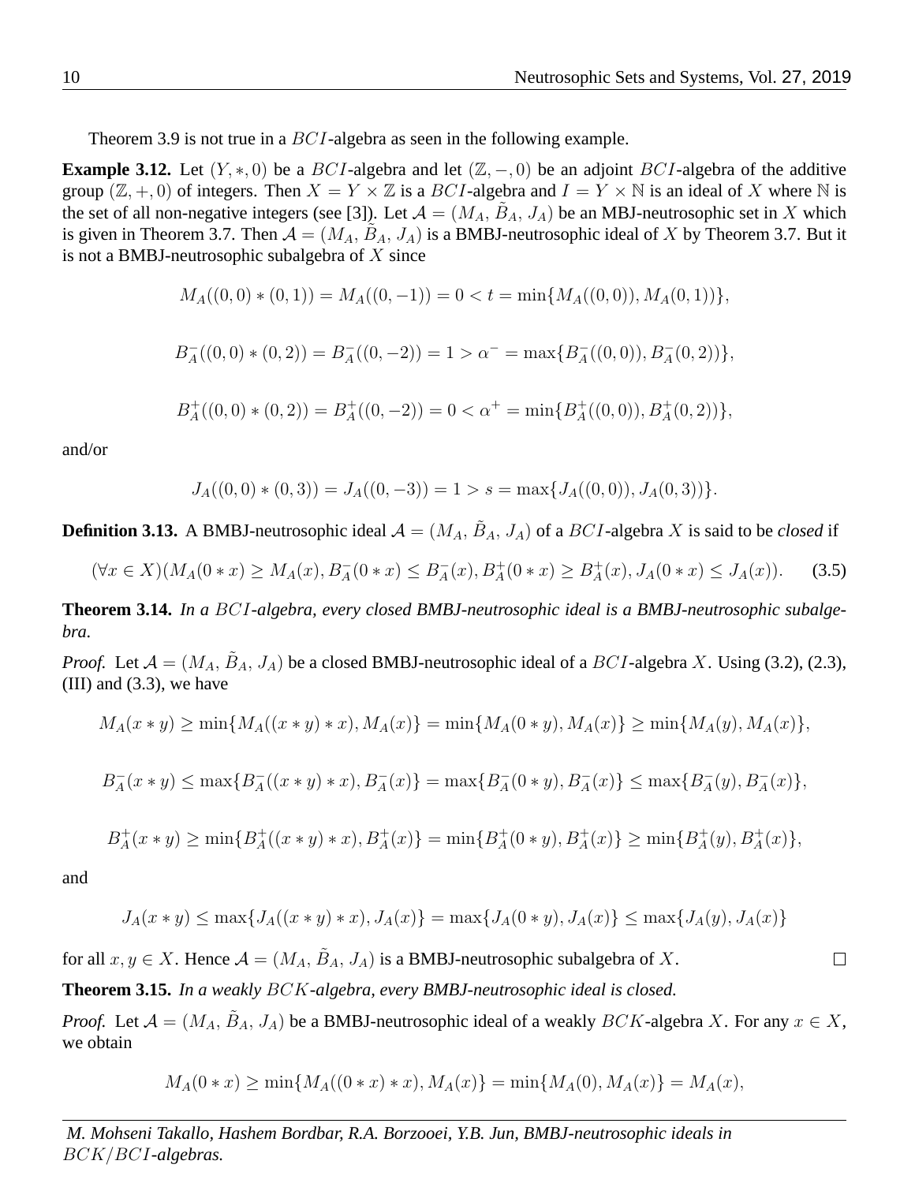Theorem 3.9 is not true in a $BCI$-algebra as seen in the following example.

**Example 3.12.** Let $(Y, *, 0)$ be a $BCI$-algebra and let $(\mathbb{Z}, -, 0)$ be an adjoint $BCI$-algebra of the additive group $(\mathbb{Z}, +, 0)$ of integers. Then $X = Y \times \mathbb{Z}$ is a $BCI$-algebra and $I = Y \times \mathbb{N}$ is an ideal of $X$ where $\mathbb{N}$ is the set of all non-negative integers (see [3]). Let $\mathcal{A} = (M_A, \tilde{B}_A, J_A)$ be an MBJ-neutrosophic set in $X$ which is given in Theorem 3.7. Then $\mathcal{A} = (M_A, \tilde{B}_A, J_A)$ is a BMBJ-neutrosophic ideal of $X$ by Theorem 3.7. But it is not a BMBJ-neutrosophic subalgebra of $X$ since

$$M_A((0,0) * (0,1)) = M_A((0,-1)) = 0 < t = \min\{M_A((0,0)), M_A(0,1))\},$$

$$B_A^-((0,0) * (0,2)) = B_A^-((0,-2)) = 1 > \alpha^- = \max\{B_A^-((0,0)), B_A^-(0,2))\},$$

$$B_A^+((0,0) * (0,2)) = B_A^+((0,-2)) = 0 < \alpha^+ = \min\{B_A^+((0,0)), B_A^+(0,2))\},$$

and/or

$$J_A((0,0) * (0,3)) = J_A((0,-3)) = 1 > s = \max\{J_A((0,0)), J_A(0,3))\}.$$

**Definition 3.13.** A BMBJ-neutrosophic ideal $\mathcal{A} = (M_A, \tilde{B}_A, J_A)$ of a $BCI$-algebra $X$ is said to be *closed* if

$$(\forall x \in X)(M_A(0 * x) \geq M_A(x), B_A^-(0 * x) \leq B_A^-(x), B_A^+(0 * x) \geq B_A^+(x), J_A(0 * x) \leq J_A(x)). \tag{3.5}$$

**Theorem 3.14.** *In a $BCI$-algebra, every closed BMBJ-neutrosophic ideal is a BMBJ-neutrosophic subalgebra.*

*Proof.* Let $\mathcal{A} = (M_A, \tilde{B}_A, J_A)$ be a closed BMBJ-neutrosophic ideal of a $BCI$-algebra $X$. Using (3.2), (2.3), (III) and (3.3), we have

$$M_A(x * y) \geq \min\{M_A((x * y) * x), M_A(x)\} = \min\{M_A(0 * y), M_A(x)\} \geq \min\{M_A(y), M_A(x)\},$$

$$B_A^-(x * y) \leq \max\{B_A^-((x * y) * x), B_A^-(x)\} = \max\{B_A^-(0 * y), B_A^-(x)\} \leq \max\{B_A^-(y), B_A^-(x)\},$$

$$B_A^+(x * y) \geq \min\{B_A^+((x * y) * x), B_A^+(x)\} = \min\{B_A^+(0 * y), B_A^+(x)\} \geq \min\{B_A^+(y), B_A^+(x)\},$$

and

$$J_A(x * y) \leq \max\{J_A((x * y) * x), J_A(x)\} = \max\{J_A(0 * y), J_A(x)\} \leq \max\{J_A(y), J_A(x)\}$$

for all $x, y \in X$. Hence $\mathcal{A} = (M_A, \tilde{B}_A, J_A)$ is a BMBJ-neutrosophic subalgebra of $X$. $\square$

**Theorem 3.15.** *In a weakly $BCK$-algebra, every BMBJ-neutrosophic ideal is closed.*

*Proof.* Let $\mathcal{A} = (M_A, \tilde{B}_A, J_A)$ be a BMBJ-neutrosophic ideal of a weakly $BCK$-algebra $X$. For any $x \in X$, we obtain

$$M_A(0 * x) \geq \min\{M_A((0 * x) * x), M_A(x)\} = \min\{M_A(0), M_A(x)\} = M_A(x),$$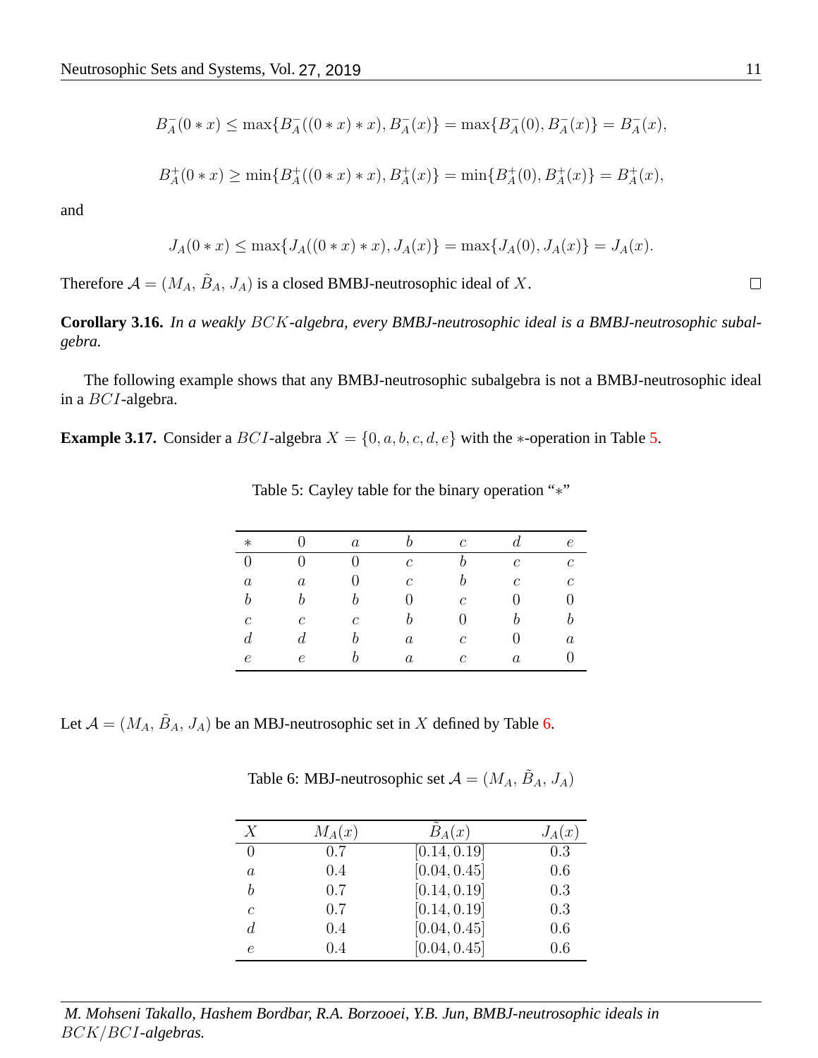$$B_A^-(0*x) \leq \max\{B_A^-((0*x)*x), B_A^-(x)\} = \max\{B_A^-(0), B_A^-(x)\} = B_A^-(x),$$

$$B_A^+(0*x) \geq \min\{B_A^+((0*x)*x), B_A^+(x)\} = \min\{B_A^+(0), B_A^+(x)\} = B_A^+(x),$$

and

$$J_A(0*x) \leq \max\{J_A((0*x)*x), J_A(x)\} = \max\{J_A(0), J_A(x)\} = J_A(x).$$

Therefore $\mathcal{A} = (M_A, \tilde{B}_A, J_A)$ is a closed BMBJ-neutrosophic ideal of $X$. □

**Corollary 3.16.** *In a weakly $BCK$-algebra, every BMBJ-neutrosophic ideal is a BMBJ-neutrosophic subalgebra.*

The following example shows that any BMBJ-neutrosophic subalgebra is not a BMBJ-neutrosophic ideal in a $BCI$-algebra.

**Example 3.17.** Consider a $BCI$-algebra $X = \{0, a, b, c, d, e\}$ with the $*$-operation in Table 5.

Table 5: Cayley table for the binary operation "$*$"

| $*$ | $0$ | $a$ | $b$ | $c$ | $d$ | $e$ |
|---|---|---|---|---|---|---|
| $0$ | $0$ | $0$ | $c$ | $b$ | $c$ | $c$ |
| $a$ | $a$ | $0$ | $c$ | $b$ | $c$ | $c$ |
| $b$ | $b$ | $b$ | $0$ | $c$ | $0$ | $0$ |
| $c$ | $c$ | $c$ | $b$ | $0$ | $b$ | $b$ |
| $d$ | $d$ | $b$ | $a$ | $c$ | $0$ | $a$ |
| $e$ | $e$ | $b$ | $a$ | $c$ | $a$ | $0$ |

Let $\mathcal{A} = (M_A, \tilde{B}_A, J_A)$ be an MBJ-neutrosophic set in $X$ defined by Table 6.

Table 6: MBJ-neutrosophic set $\mathcal{A} = (M_A, \tilde{B}_A, J_A)$

| $X$ | $M_A(x)$ | $\tilde{B}_A(x)$ | $J_A(x)$ |
|---|---|---|---|
| $0$ | $0.7$ | $[0.14, 0.19]$ | $0.3$ |
| $a$ | $0.4$ | $[0.04, 0.45]$ | $0.6$ |
| $b$ | $0.7$ | $[0.14, 0.19]$ | $0.3$ |
| $c$ | $0.7$ | $[0.14, 0.19]$ | $0.3$ |
| $d$ | $0.4$ | $[0.04, 0.45]$ | $0.6$ |
| $e$ | $0.4$ | $[0.04, 0.45]$ | $0.6$ |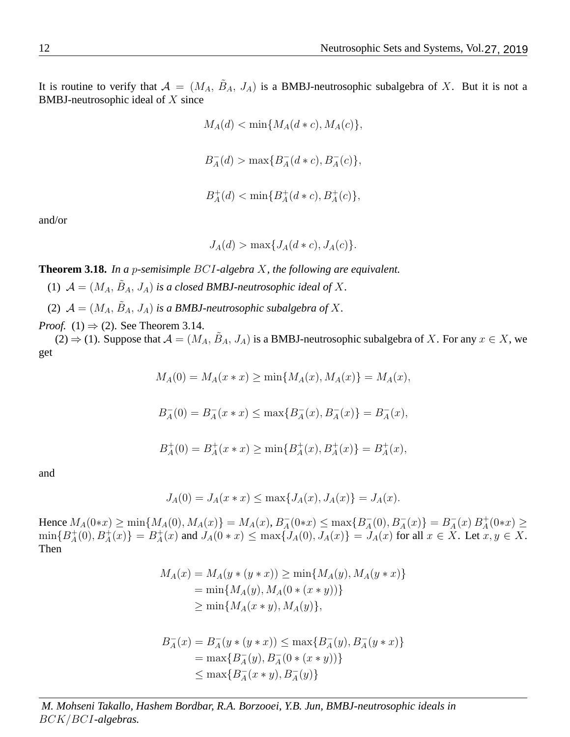It is routine to verify that $\mathcal{A} = (M_A, \tilde{B}_A, J_A)$ is a BMBJ-neutrosophic subalgebra of $X$. But it is not a BMBJ-neutrosophic ideal of $X$ since

$$M_A(d) < \min\{M_A(d * c), M_A(c)\},$$

$$B_A^-(d) > \max\{B_A^-(d * c), B_A^-(c)\},$$

$$B_A^+(d) < \min\{B_A^+(d * c), B_A^+(c)\},$$

and/or

$$J_A(d) > \max\{J_A(d * c), J_A(c)\}.$$

**Theorem 3.18.** *In a $p$-semisimple $BCI$-algebra $X$, the following are equivalent.*

(1) $\mathcal{A} = (M_A, \tilde{B}_A, J_A)$ *is a closed BMBJ-neutrosophic ideal of $X$.*

(2) $\mathcal{A} = (M_A, \tilde{B}_A, J_A)$ *is a BMBJ-neutrosophic subalgebra of $X$.*

*Proof.* (1) $\Rightarrow$ (2). See Theorem 3.14.

(2) $\Rightarrow$ (1). Suppose that $\mathcal{A} = (M_A, \tilde{B}_A, J_A)$ is a BMBJ-neutrosophic subalgebra of $X$. For any $x \in X$, we get

$$M_A(0) = M_A(x * x) \geq \min\{M_A(x), M_A(x)\} = M_A(x),$$

$$B_A^-(0) = B_A^-(x * x) \leq \max\{B_A^-(x), B_A^-(x)\} = B_A^-(x),$$

$$B_A^+(0) = B_A^+(x * x) \geq \min\{B_A^+(x), B_A^+(x)\} = B_A^+(x),$$

and

$$J_A(0) = J_A(x * x) \leq \max\{J_A(x), J_A(x)\} = J_A(x).$$

Hence $M_A(0*x) \geq \min\{M_A(0), M_A(x)\} = M_A(x)$, $B_A^-(0*x) \leq \max\{B_A^-(0), B_A^-(x)\} = B_A^-(x)$ $B_A^+(0*x) \geq \min\{B_A^+(0), B_A^+(x)\} = B_A^+(x)$ and $J_A(0 * x) \leq \max\{J_A(0), J_A(x)\} = J_A(x)$ for all $x \in X$. Let $x, y \in X$. Then

$$\begin{aligned} M_A(x) &= M_A(y * (y * x)) \geq \min\{M_A(y), M_A(y * x)\} \\ &= \min\{M_A(y), M_A(0 * (x * y))\} \\ &\geq \min\{M_A(x * y), M_A(y)\}, \end{aligned}$$

$$\begin{aligned} B_A^-(x) &= B_A^-(y * (y * x)) \leq \max\{B_A^-(y), B_A^-(y * x)\} \\ &= \max\{B_A^-(y), B_A^-(0 * (x * y))\} \\ &\leq \max\{B_A^-(x * y), B_A^-(y)\} \end{aligned}$$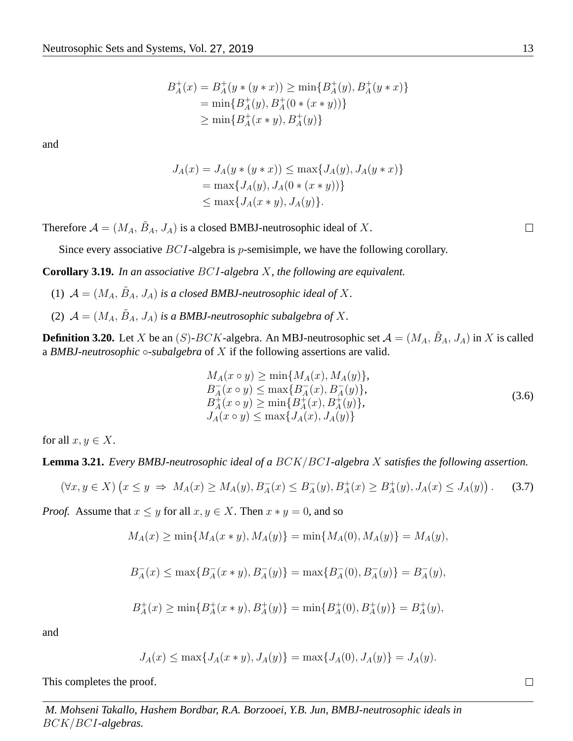$$\begin{aligned} B_A^+(x) &= B_A^+(y*(y*x)) \geq \min\{B_A^+(y), B_A^+(y*x)\} \\ &= \min\{B_A^+(y), B_A^+(0*(x*y))\} \\ &\geq \min\{B_A^+(x*y), B_A^+(y)\} \end{aligned}$$

and

$$\begin{aligned} J_A(x) &= J_A(y*(y*x)) \leq \max\{J_A(y), J_A(y*x)\} \\ &= \max\{J_A(y), J_A(0*(x*y))\} \\ &\leq \max\{J_A(x*y), J_A(y)\}. \end{aligned}$$

Therefore $\mathcal{A} = (M_A, \tilde{B}_A, J_A)$ is a closed BMBJ-neutrosophic ideal of $X$. □

Since every associative $BCI$-algebra is $p$-semisimple, we have the following corollary.

**Corollary 3.19.** *In an associative $BCI$-algebra $X$, the following are equivalent.*

(1) $\mathcal{A} = (M_A, \tilde{B}_A, J_A)$ *is a closed BMBJ-neutrosophic ideal of* $X$.

(2) $\mathcal{A} = (M_A, \tilde{B}_A, J_A)$ *is a BMBJ-neutrosophic subalgebra of* $X$.

**Definition 3.20.** Let $X$ be an $(S)$-$BCK$-algebra. An MBJ-neutrosophic set $\mathcal{A} = (M_A, \tilde{B}_A, J_A)$ in $X$ is called a *BMBJ-neutrosophic $\circ$-subalgebra* of $X$ if the following assertions are valid.

$$\begin{array}{l} M_A(x \circ y) \geq \min\{M_A(x), M_A(y)\}, \\ B_A^-(x \circ y) \leq \max\{B_A^-(x), B_A^-(y)\}, \\ B_A^+(x \circ y) \geq \min\{B_A^+(x), B_A^+(y)\}, \\ J_A(x \circ y) \leq \max\{J_A(x), J_A(y)\} \end{array} \tag{3.6}$$

for all $x, y \in X$.

**Lemma 3.21.** *Every BMBJ-neutrosophic ideal of a $BCK/BCI$-algebra $X$ satisfies the following assertion.*

$$(\forall x, y \in X)\left(x \leq y \;\Rightarrow\; M_A(x) \geq M_A(y), B_A^-(x) \leq B_A^-(y), B_A^+(x) \geq B_A^+(y), J_A(x) \leq J_A(y)\right). \tag{3.7}$$

*Proof.* Assume that $x \leq y$ for all $x, y \in X$. Then $x * y = 0$, and so

$$M_A(x) \geq \min\{M_A(x*y), M_A(y)\} = \min\{M_A(0), M_A(y)\} = M_A(y),$$

$$B_A^-(x) \leq \max\{B_A^-(x*y), B_A^-(y)\} = \max\{B_A^-(0), B_A^-(y)\} = B_A^-(y),$$

$$B_A^+(x) \geq \min\{B_A^+(x*y), B_A^+(y)\} = \min\{B_A^+(0), B_A^+(y)\} = B_A^+(y),$$

and

$$J_A(x) \leq \max\{J_A(x*y), J_A(y)\} = \max\{J_A(0), J_A(y)\} = J_A(y).$$

This completes the proof. □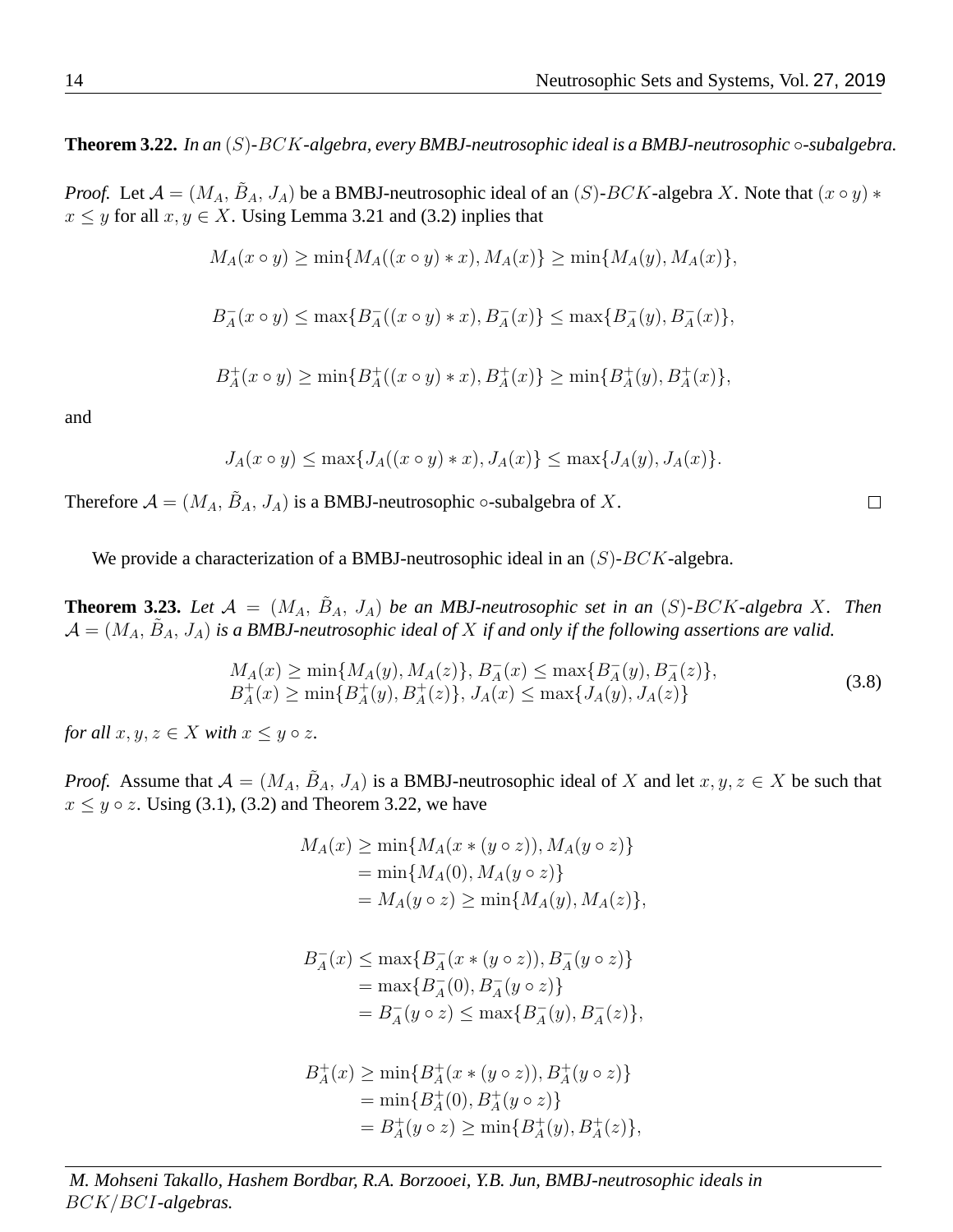**Theorem 3.22.** *In an $(S)$-$BCK$-algebra, every BMBJ-neutrosophic ideal is a BMBJ-neutrosophic $\circ$-subalgebra.*

*Proof.* Let $\mathcal{A} = (M_A, \tilde{B}_A, J_A)$ be a BMBJ-neutrosophic ideal of an $(S)$-$BCK$-algebra $X$. Note that $(x \circ y) * x \leq y$ for all $x, y \in X$. Using Lemma 3.21 and (3.2) inplies that

$$M_A(x \circ y) \geq \min\{M_A((x \circ y) * x), M_A(x)\} \geq \min\{M_A(y), M_A(x)\},$$

$$B_A^-(x \circ y) \leq \max\{B_A^-((x \circ y) * x), B_A^-(x)\} \leq \max\{B_A^-(y), B_A^-(x)\},$$

$$B_A^+(x \circ y) \geq \min\{B_A^+((x \circ y) * x), B_A^+(x)\} \geq \min\{B_A^+(y), B_A^+(x)\},$$

and

$$J_A(x \circ y) \leq \max\{J_A((x \circ y) * x), J_A(x)\} \leq \max\{J_A(y), J_A(x)\}.$$

Therefore $\mathcal{A} = (M_A, \tilde{B}_A, J_A)$ is a BMBJ-neutrosophic $\circ$-subalgebra of $X$. □

We provide a characterization of a BMBJ-neutrosophic ideal in an $(S)$-$BCK$-algebra.

**Theorem 3.23.** *Let $\mathcal{A} = (M_A, \tilde{B}_A, J_A)$ be an MBJ-neutrosophic set in an $(S)$-$BCK$-algebra $X$. Then $\mathcal{A} = (M_A, \tilde{B}_A, J_A)$ is a BMBJ-neutrosophic ideal of $X$ if and only if the following assertions are valid.*

$$\begin{array}{l} M_A(x) \geq \min\{M_A(y), M_A(z)\},\ B_A^-(x) \leq \max\{B_A^-(y), B_A^-(z)\}, \\ B_A^+(x) \geq \min\{B_A^+(y), B_A^+(z)\},\ J_A(x) \leq \max\{J_A(y), J_A(z)\} \end{array} \tag{3.8}$$

*for all $x, y, z \in X$ with $x \leq y \circ z$.*

*Proof.* Assume that $\mathcal{A} = (M_A, \tilde{B}_A, J_A)$ is a BMBJ-neutrosophic ideal of $X$ and let $x, y, z \in X$ be such that $x \leq y \circ z$. Using (3.1), (3.2) and Theorem 3.22, we have

$$\begin{aligned} M_A(x) &\geq \min\{M_A(x * (y \circ z)), M_A(y \circ z)\} \\ &= \min\{M_A(0), M_A(y \circ z)\} \\ &= M_A(y \circ z) \geq \min\{M_A(y), M_A(z)\}, \end{aligned}$$

$$\begin{aligned} B_A^-(x) &\leq \max\{B_A^-(x * (y \circ z)), B_A^-(y \circ z)\} \\ &= \max\{B_A^-(0), B_A^-(y \circ z)\} \\ &= B_A^-(y \circ z) \leq \max\{B_A^-(y), B_A^-(z)\}, \end{aligned}$$

$$\begin{aligned} B_A^+(x) &\geq \min\{B_A^+(x * (y \circ z)), B_A^+(y \circ z)\} \\ &= \min\{B_A^+(0), B_A^+(y \circ z)\} \\ &= B_A^+(y \circ z) \geq \min\{B_A^+(y), B_A^+(z)\}, \end{aligned}$$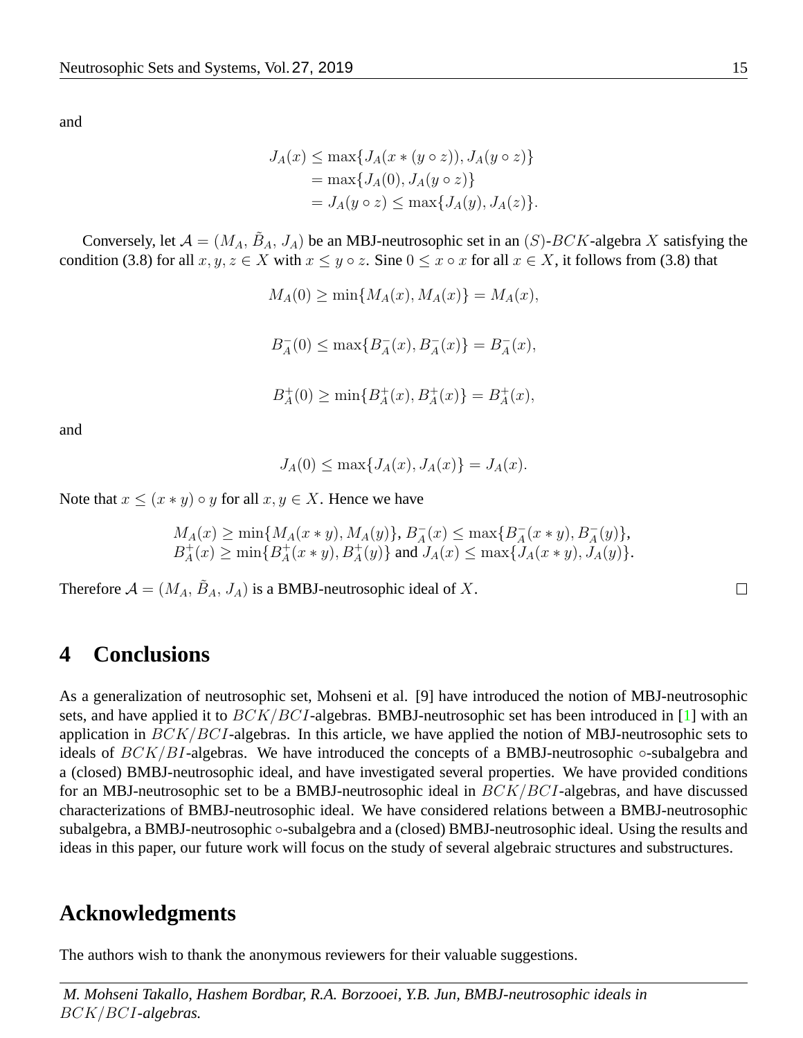and

$$
\begin{aligned}
J_A(x) &\leq \max\{J_A(x * (y \circ z)), J_A(y \circ z)\} \\
&= \max\{J_A(0), J_A(y \circ z)\} \\
&= J_A(y \circ z) \leq \max\{J_A(y), J_A(z)\}.
\end{aligned}
$$

Conversely, let $\mathcal{A} = (M_A, \tilde{B}_A, J_A)$ be an MBJ-neutrosophic set in an $(S)$-$BCK$-algebra $X$ satisfying the condition (3.8) for all $x, y, z \in X$ with $x \leq y \circ z$. Sine $0 \leq x \circ x$ for all $x \in X$, it follows from (3.8) that

$$M_A(0) \geq \min\{M_A(x), M_A(x)\} = M_A(x),$$

$$B_A^-(0) \leq \max\{B_A^-(x), B_A^-(x)\} = B_A^-(x),$$

$$B_A^+(0) \geq \min\{B_A^+(x), B_A^+(x)\} = B_A^+(x),$$

and

$$J_A(0) \leq \max\{J_A(x), J_A(x)\} = J_A(x).$$

Note that $x \leq (x * y) \circ y$ for all $x, y \in X$. Hence we have

$$
\begin{aligned}
&M_A(x) \geq \min\{M_A(x * y), M_A(y)\},\ B_A^-(x) \leq \max\{B_A^-(x * y), B_A^-(y)\}, \\
&B_A^+(x) \geq \min\{B_A^+(x * y), B_A^+(y)\} \text{ and } J_A(x) \leq \max\{J_A(x * y), J_A(y)\}.
\end{aligned}
$$

Therefore $\mathcal{A} = (M_A, \tilde{B}_A, J_A)$ is a BMBJ-neutrosophic ideal of $X$. □

# 4 Conclusions

As a generalization of neutrosophic set, Mohseni et al. [9] have introduced the notion of MBJ-neutrosophic sets, and have applied it to $BCK/BCI$-algebras. BMBJ-neutrosophic set has been introduced in [1] with an application in $BCK/BCI$-algebras. In this article, we have applied the notion of MBJ-neutrosophic sets to ideals of $BCK/BI$-algebras. We have introduced the concepts of a BMBJ-neutrosophic ∘-subalgebra and a (closed) BMBJ-neutrosophic ideal, and have investigated several properties. We have provided conditions for an MBJ-neutrosophic set to be a BMBJ-neutrosophic ideal in $BCK/BCI$-algebras, and have discussed characterizations of BMBJ-neutrosophic ideal. We have considered relations between a BMBJ-neutrosophic subalgebra, a BMBJ-neutrosophic ∘-subalgebra and a (closed) BMBJ-neutrosophic ideal. Using the results and ideas in this paper, our future work will focus on the study of several algebraic structures and substructures.

# Acknowledgments

The authors wish to thank the anonymous reviewers for their valuable suggestions.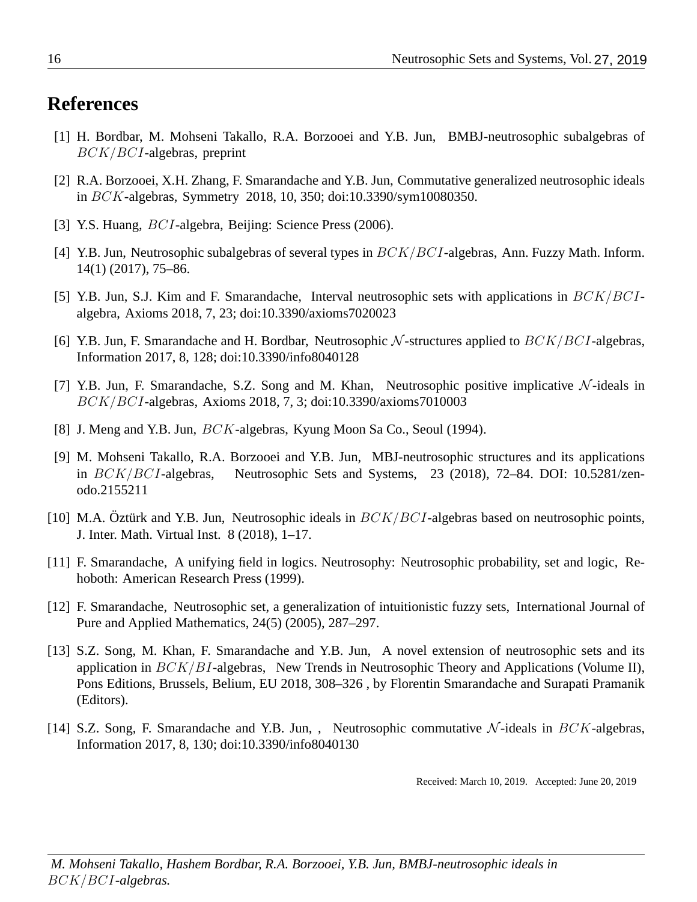# References

[1] H. Bordbar, M. Mohseni Takallo, R.A. Borzooei and Y.B. Jun, BMBJ-neutrosophic subalgebras of $BCK/BCI$-algebras, preprint

[2] R.A. Borzooei, X.H. Zhang, F. Smarandache and Y.B. Jun, Commutative generalized neutrosophic ideals in $BCK$-algebras, Symmetry 2018, 10, 350; doi:10.3390/sym10080350.

[3] Y.S. Huang, $BCI$-algebra, Beijing: Science Press (2006).

[4] Y.B. Jun, Neutrosophic subalgebras of several types in $BCK/BCI$-algebras, Ann. Fuzzy Math. Inform. 14(1) (2017), 75–86.

[5] Y.B. Jun, S.J. Kim and F. Smarandache, Interval neutrosophic sets with applications in $BCK/BCI$-algebra, Axioms 2018, 7, 23; doi:10.3390/axioms7020023

[6] Y.B. Jun, F. Smarandache and H. Bordbar, Neutrosophic $\mathcal{N}$-structures applied to $BCK/BCI$-algebras, Information 2017, 8, 128; doi:10.3390/info8040128

[7] Y.B. Jun, F. Smarandache, S.Z. Song and M. Khan, Neutrosophic positive implicative $\mathcal{N}$-ideals in $BCK/BCI$-algebras, Axioms 2018, 7, 3; doi:10.3390/axioms7010003

[8] J. Meng and Y.B. Jun, $BCK$-algebras, Kyung Moon Sa Co., Seoul (1994).

[9] M. Mohseni Takallo, R.A. Borzooei and Y.B. Jun, MBJ-neutrosophic structures and its applications in $BCK/BCI$-algebras, Neutrosophic Sets and Systems, 23 (2018), 72–84. DOI: 10.5281/zenodo.2155211

[10] M.A. Öztürk and Y.B. Jun, Neutrosophic ideals in $BCK/BCI$-algebras based on neutrosophic points, J. Inter. Math. Virtual Inst. 8 (2018), 1–17.

[11] F. Smarandache, A unifying field in logics. Neutrosophy: Neutrosophic probability, set and logic, Rehoboth: American Research Press (1999).

[12] F. Smarandache, Neutrosophic set, a generalization of intuitionistic fuzzy sets, International Journal of Pure and Applied Mathematics, 24(5) (2005), 287–297.

[13] S.Z. Song, M. Khan, F. Smarandache and Y.B. Jun, A novel extension of neutrosophic sets and its application in $BCK/BI$-algebras, New Trends in Neutrosophic Theory and Applications (Volume II), Pons Editions, Brussels, Belium, EU 2018, 308–326 , by Florentin Smarandache and Surapati Pramanik (Editors).

[14] S.Z. Song, F. Smarandache and Y.B. Jun, , Neutrosophic commutative $\mathcal{N}$-ideals in $BCK$-algebras, Information 2017, 8, 130; doi:10.3390/info8040130

Received: March 10, 2019. Accepted: June 20, 2019